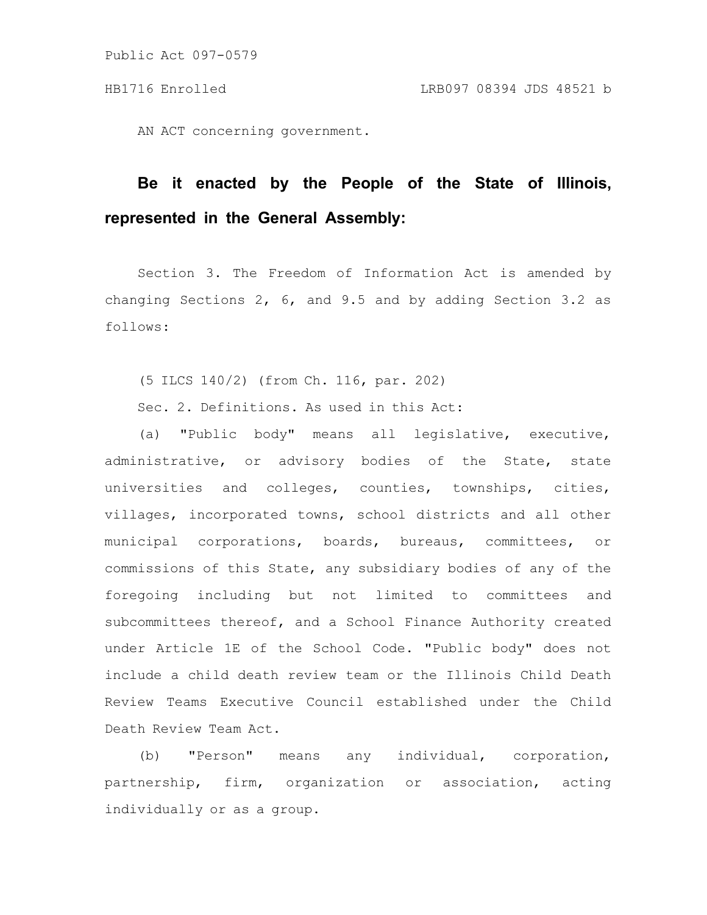Public Act 097-0579

HB1716 Enrolled LRB097 08394 JDS 48521 b

AN ACT concerning government.

**Be it enacted by the People of the State of Illinois, represented in the General Assembly:**

Section 3. The Freedom of Information Act is amended by changing Sections 2, 6, and 9.5 and by adding Section 3.2 as follows:

(5 ILCS 140/2) (from Ch. 116, par. 202)

Sec. 2. Definitions. As used in this Act:

(a) "Public body" means all legislative, executive, administrative, or advisory bodies of the State, state universities and colleges, counties, townships, cities, villages, incorporated towns, school districts and all other municipal corporations, boards, bureaus, committees, or commissions of this State, any subsidiary bodies of any of the foregoing including but not limited to committees and subcommittees thereof, and a School Finance Authority created under Article 1E of the School Code. "Public body" does not include a child death review team or the Illinois Child Death Review Teams Executive Council established under the Child Death Review Team Act.

(b) "Person" means any individual, corporation, partnership, firm, organization or association, acting individually or as a group.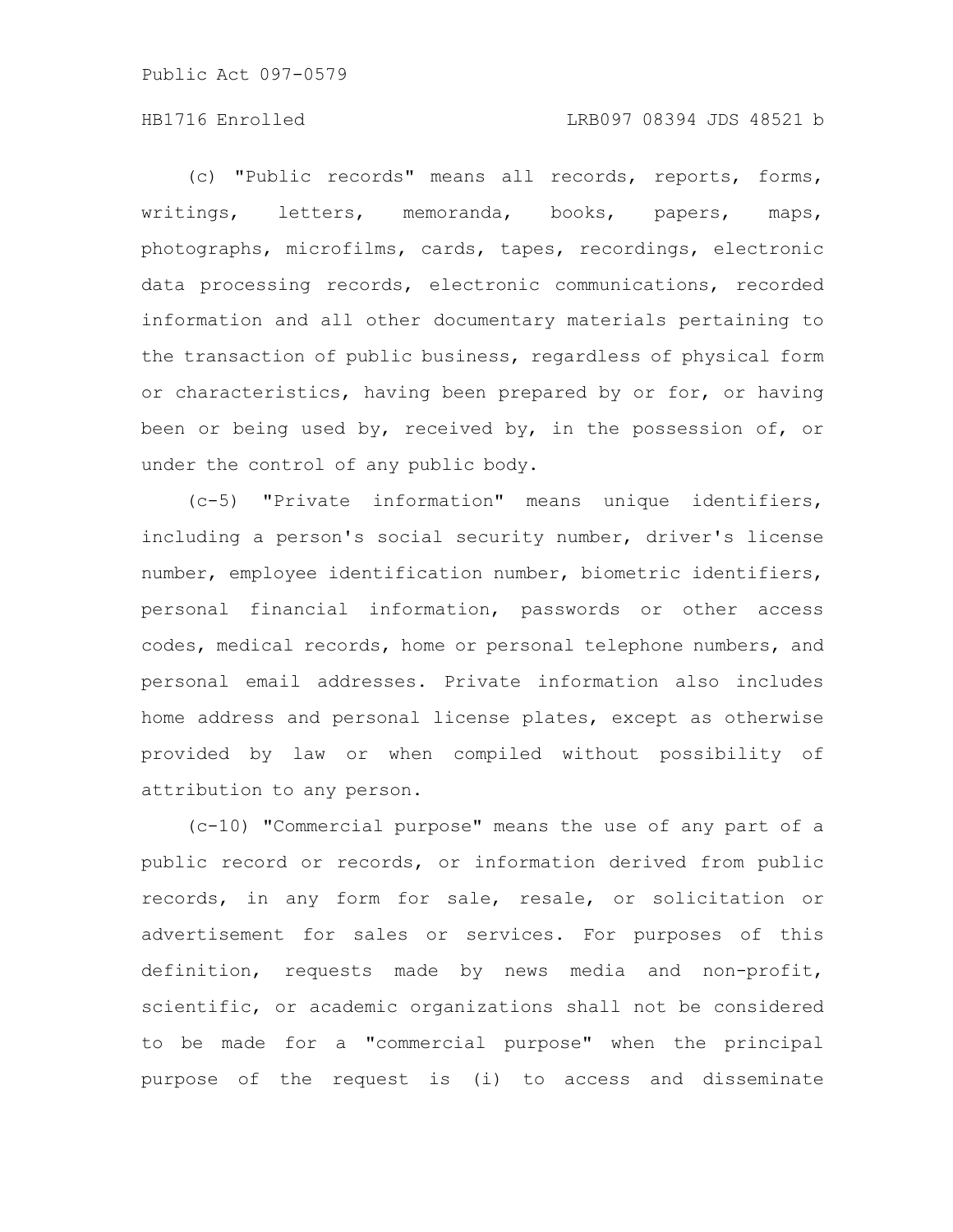(c) "Public records" means all records, reports, forms, writings, letters, memoranda, books, papers, maps, photographs, microfilms, cards, tapes, recordings, electronic data processing records, electronic communications, recorded information and all other documentary materials pertaining to the transaction of public business, regardless of physical form or characteristics, having been prepared by or for, or having been or being used by, received by, in the possession of, or under the control of any public body.

(c-5) "Private information" means unique identifiers, including a person's social security number, driver's license number, employee identification number, biometric identifiers, personal financial information, passwords or other access codes, medical records, home or personal telephone numbers, and personal email addresses. Private information also includes home address and personal license plates, except as otherwise provided by law or when compiled without possibility of attribution to any person.

(c-10) "Commercial purpose" means the use of any part of a public record or records, or information derived from public records, in any form for sale, resale, or solicitation or advertisement for sales or services. For purposes of this definition, requests made by news media and non-profit, scientific, or academic organizations shall not be considered to be made for a "commercial purpose" when the principal purpose of the request is (i) to access and disseminate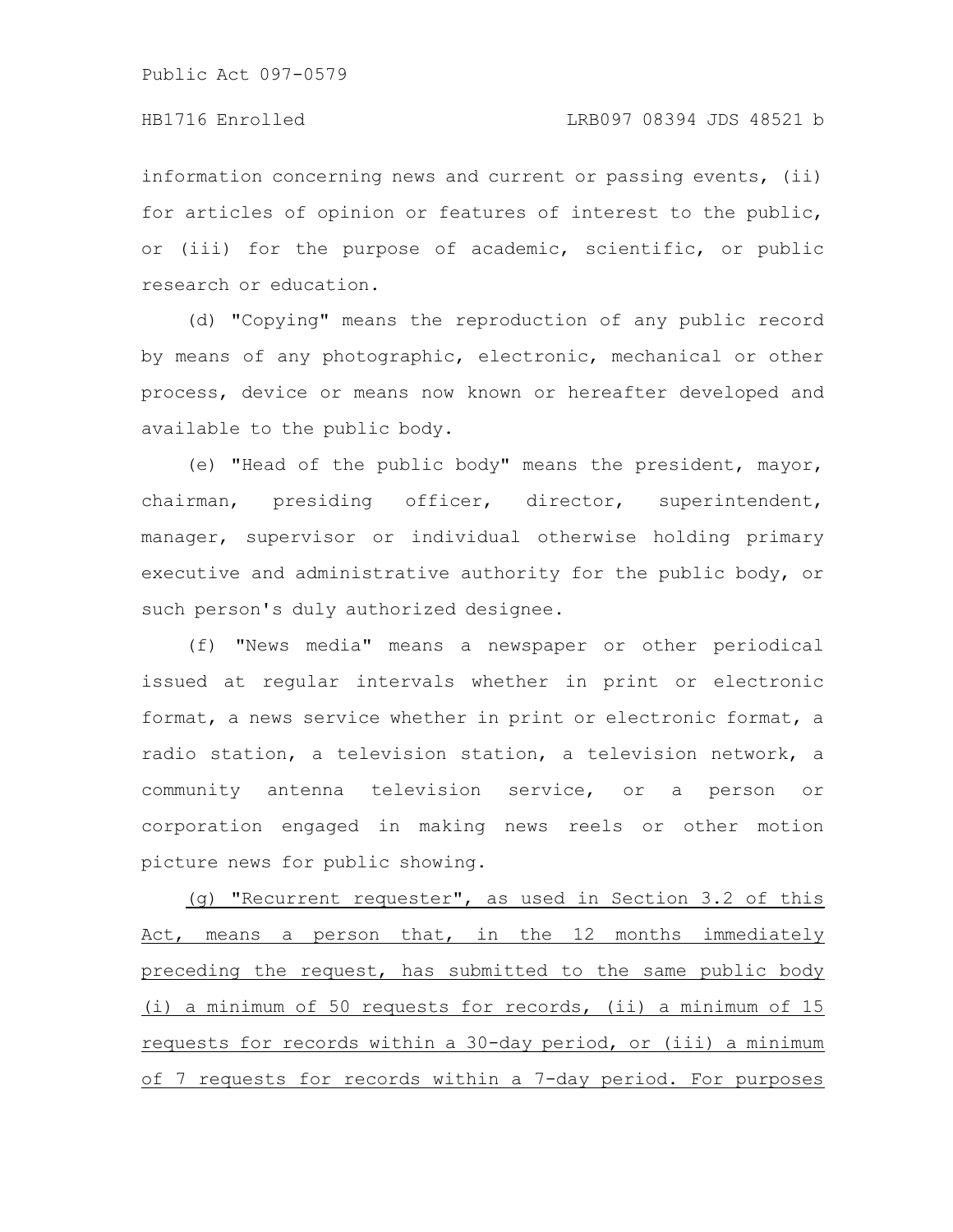information concerning news and current or passing events, (ii) for articles of opinion or features of interest to the public, or (iii) for the purpose of academic, scientific, or public research or education.

(d) "Copying" means the reproduction of any public record by means of any photographic, electronic, mechanical or other process, device or means now known or hereafter developed and available to the public body.

(e) "Head of the public body" means the president, mayor, chairman, presiding officer, director, superintendent, manager, supervisor or individual otherwise holding primary executive and administrative authority for the public body, or such person's duly authorized designee.

(f) "News media" means a newspaper or other periodical issued at regular intervals whether in print or electronic format, a news service whether in print or electronic format, a radio station, a television station, a television network, a community antenna television service, or a person or corporation engaged in making news reels or other motion picture news for public showing.

<u>(g) "Recurrent requester", as used in Section 3.2 of this Act, means a person that, in the 12 months immediately preceding the request, has submitted to the same public body (i) a minimum of 50 requests for records, (ii) a minimum of 15 requests for records within a 30-day period, or (iii) a minimum of 7 requests for records within a 7-day period. For purposes</u>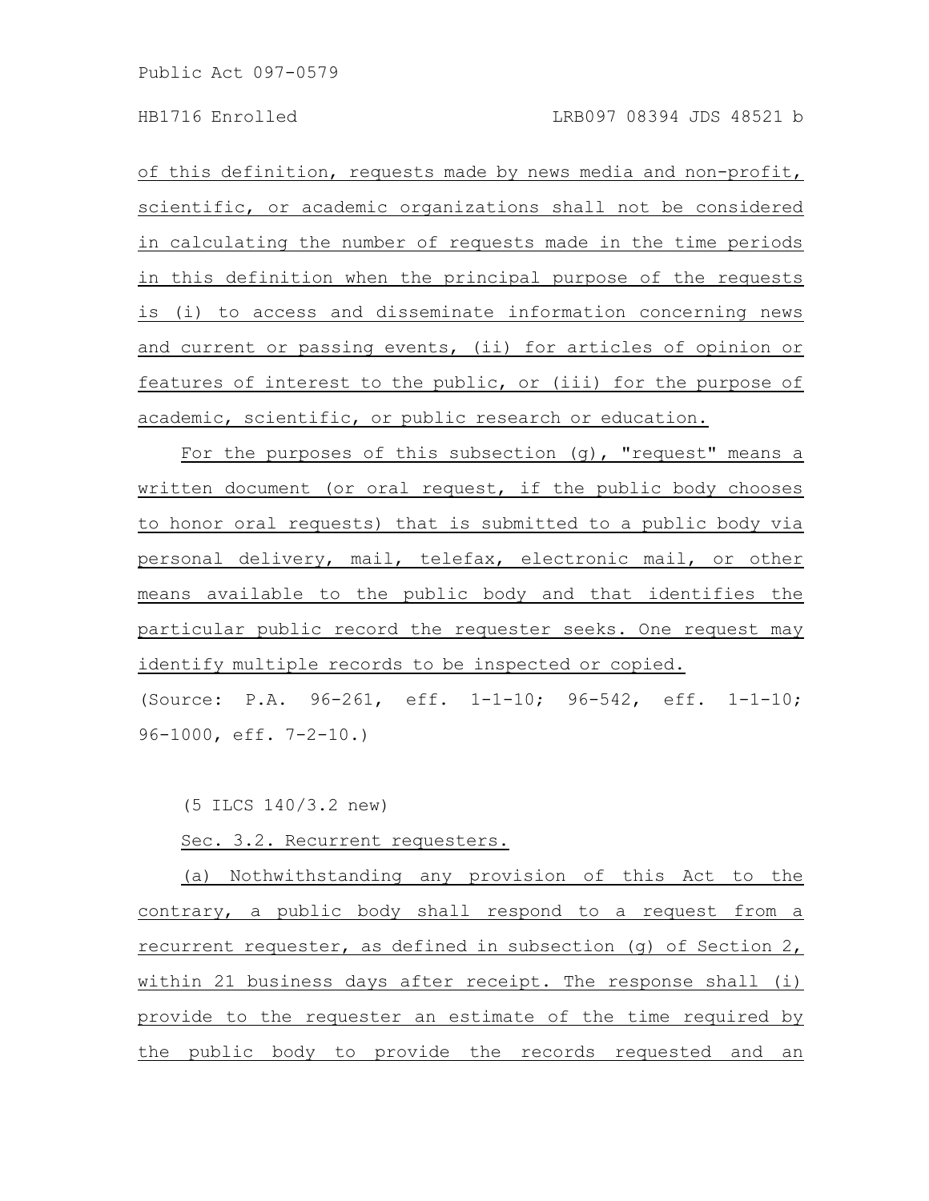of this definition, requests made by news media and non-profit, scientific, or academic organizations shall not be considered in calculating the number of requests made in the time periods in this definition when the principal purpose of the requests is (i) to access and disseminate information concerning news and current or passing events, (ii) for articles of opinion or features of interest to the public, or (iii) for the purpose of academic, scientific, or public research or education.

For the purposes of this subsection (g), "request" means a written document (or oral request, if the public body chooses to honor oral requests) that is submitted to a public body via personal delivery, mail, telefax, electronic mail, or other means available to the public body and that identifies the particular public record the requester seeks. One request may identify multiple records to be inspected or copied.

(Source: P.A. 96-261, eff. 1-1-10; 96-542, eff. 1-1-10; 96-1000, eff. 7-2-10.)

(5 ILCS 140/3.2 new)

Sec. 3.2. Recurrent requesters.

(a) Nothwithstanding any provision of this Act to the contrary, a public body shall respond to a request from a recurrent requester, as defined in subsection (g) of Section 2, within 21 business days after receipt. The response shall (i) provide to the requester an estimate of the time required by the public body to provide the records requested and an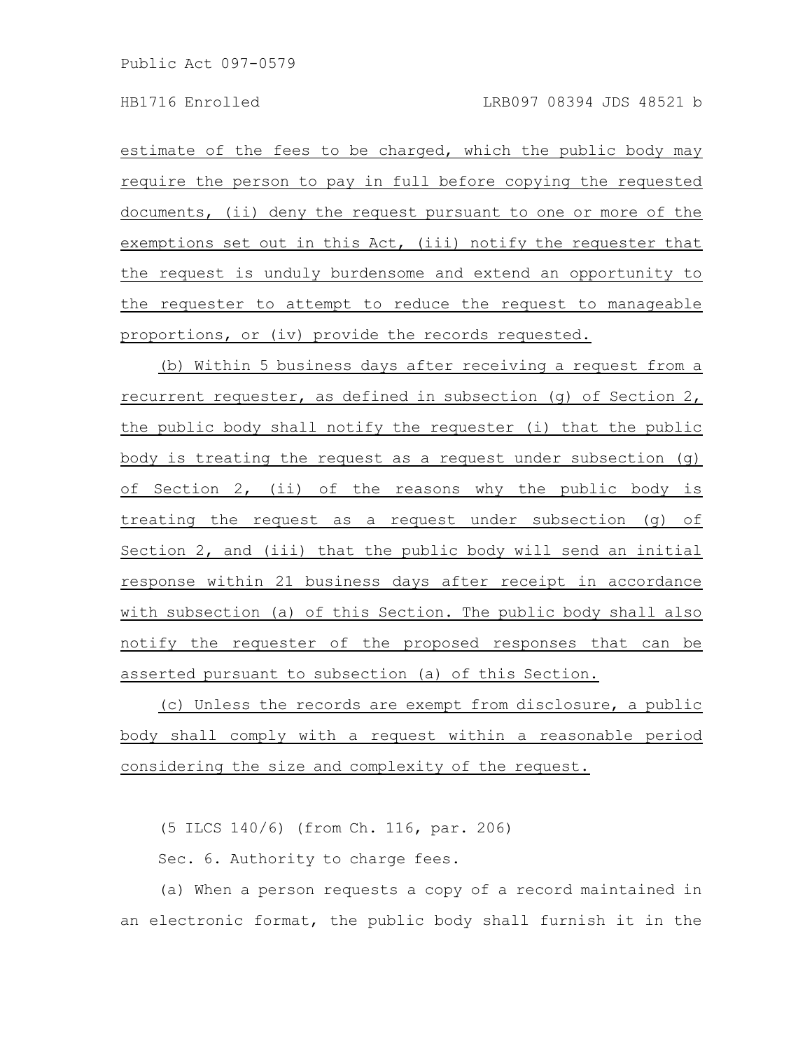estimate of the fees to be charged, which the public body may require the person to pay in full before copying the requested documents, (ii) deny the request pursuant to one or more of the exemptions set out in this Act, (iii) notify the requester that the request is unduly burdensome and extend an opportunity to the requester to attempt to reduce the request to manageable proportions, or (iv) provide the records requested.

(b) Within 5 business days after receiving a request from a recurrent requester, as defined in subsection (g) of Section 2, the public body shall notify the requester (i) that the public body is treating the request as a request under subsection (g) of Section 2, (ii) of the reasons why the public body is treating the request as a request under subsection (g) of Section 2, and (iii) that the public body will send an initial response within 21 business days after receipt in accordance with subsection (a) of this Section. The public body shall also notify the requester of the proposed responses that can be asserted pursuant to subsection (a) of this Section.

(c) Unless the records are exempt from disclosure, a public body shall comply with a request within a reasonable period considering the size and complexity of the request.

(5 ILCS 140/6) (from Ch. 116, par. 206)

Sec. 6. Authority to charge fees.

(a) When a person requests a copy of a record maintained in an electronic format, the public body shall furnish it in the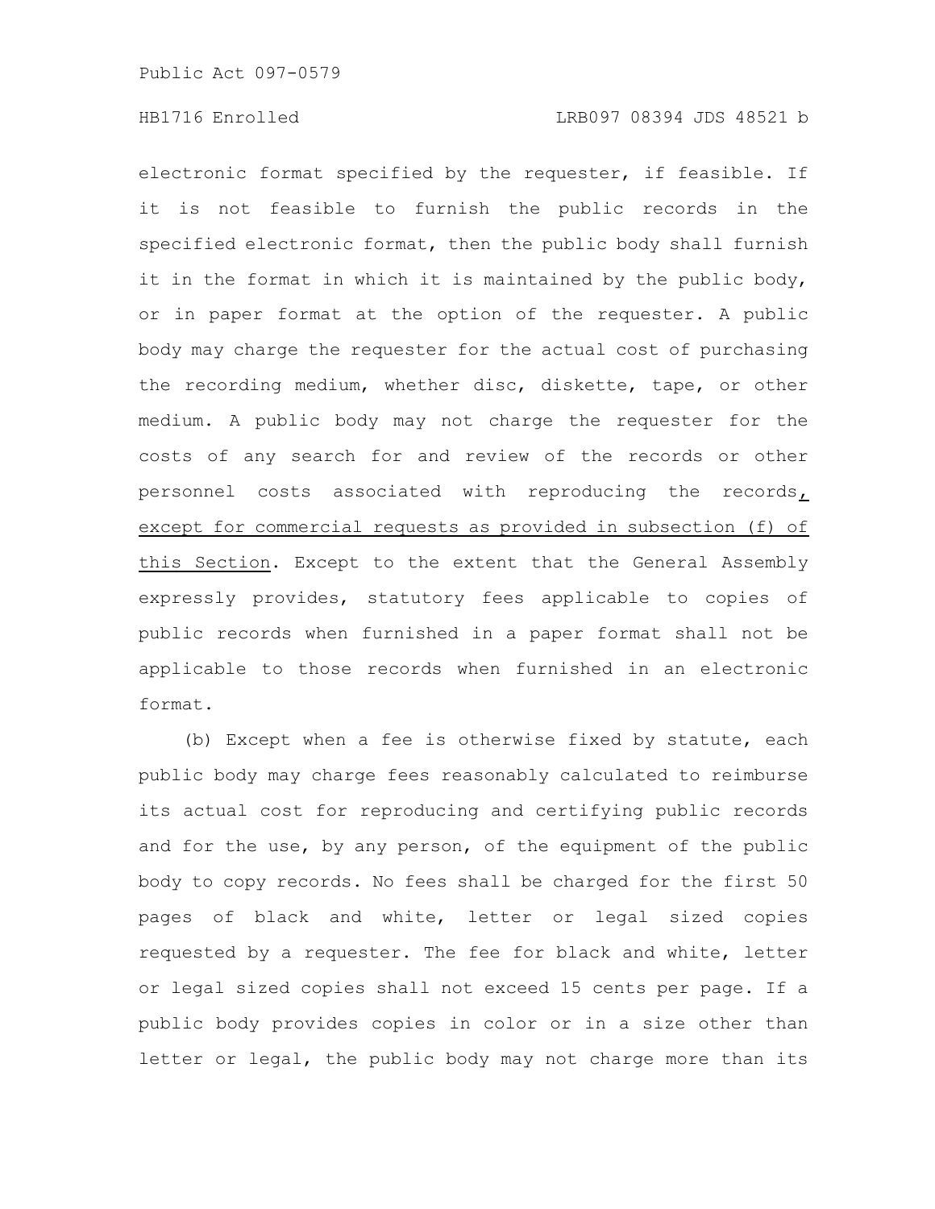electronic format specified by the requester, if feasible. If it is not feasible to furnish the public records in the specified electronic format, then the public body shall furnish it in the format in which it is maintained by the public body, or in paper format at the option of the requester. A public body may charge the requester for the actual cost of purchasing the recording medium, whether disc, diskette, tape, or other medium. A public body may not charge the requester for the costs of any search for and review of the records or other personnel costs associated with reproducing the records, except for commercial requests as provided in subsection (f) of this Section. Except to the extent that the General Assembly expressly provides, statutory fees applicable to copies of public records when furnished in a paper format shall not be applicable to those records when furnished in an electronic format.

(b) Except when a fee is otherwise fixed by statute, each public body may charge fees reasonably calculated to reimburse its actual cost for reproducing and certifying public records and for the use, by any person, of the equipment of the public body to copy records. No fees shall be charged for the first 50 pages of black and white, letter or legal sized copies requested by a requester. The fee for black and white, letter or legal sized copies shall not exceed 15 cents per page. If a public body provides copies in color or in a size other than letter or legal, the public body may not charge more than its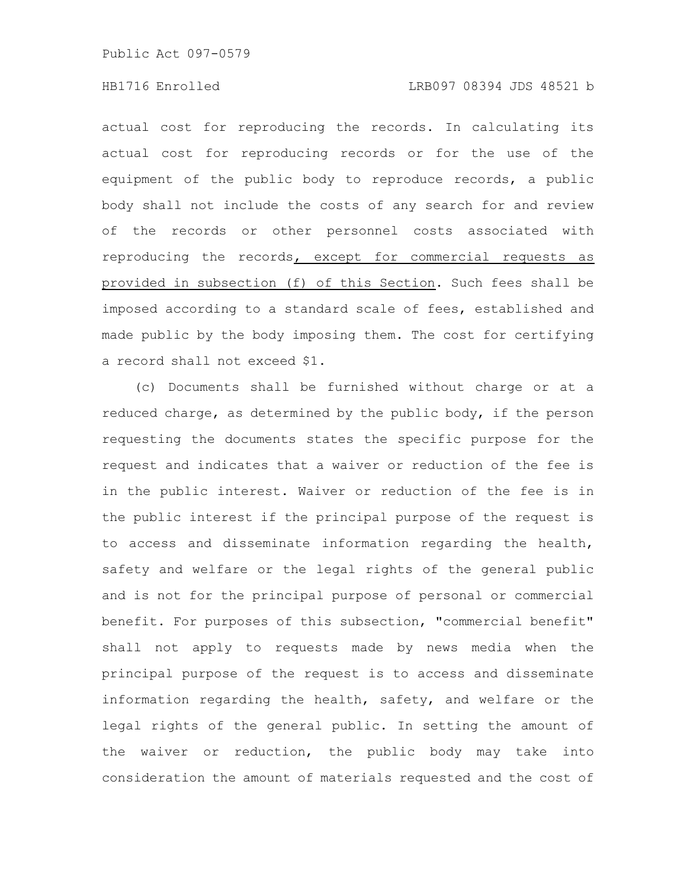actual cost for reproducing the records. In calculating its actual cost for reproducing records or for the use of the equipment of the public body to reproduce records, a public body shall not include the costs of any search for and review of the records or other personnel costs associated with reproducing the records, except for commercial requests as provided in subsection (f) of this Section. Such fees shall be imposed according to a standard scale of fees, established and made public by the body imposing them. The cost for certifying a record shall not exceed $1.

(c) Documents shall be furnished without charge or at a reduced charge, as determined by the public body, if the person requesting the documents states the specific purpose for the request and indicates that a waiver or reduction of the fee is in the public interest. Waiver or reduction of the fee is in the public interest if the principal purpose of the request is to access and disseminate information regarding the health, safety and welfare or the legal rights of the general public and is not for the principal purpose of personal or commercial benefit. For purposes of this subsection, "commercial benefit" shall not apply to requests made by news media when the principal purpose of the request is to access and disseminate information regarding the health, safety, and welfare or the legal rights of the general public. In setting the amount of the waiver or reduction, the public body may take into consideration the amount of materials requested and the cost of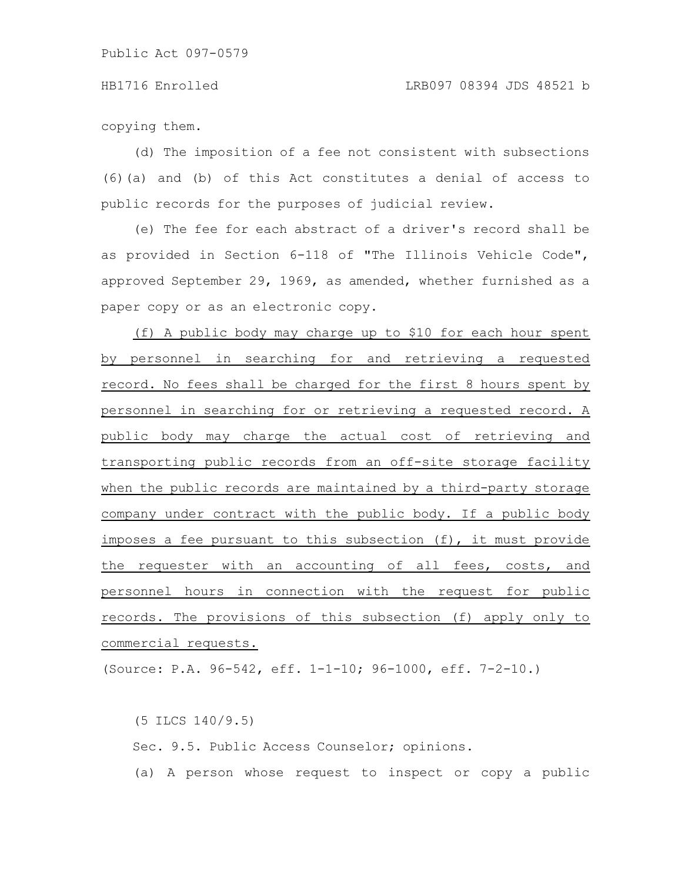copying them.

(d) The imposition of a fee not consistent with subsections (6)(a) and (b) of this Act constitutes a denial of access to public records for the purposes of judicial review.

(e) The fee for each abstract of a driver's record shall be as provided in Section 6-118 of "The Illinois Vehicle Code", approved September 29, 1969, as amended, whether furnished as a paper copy or as an electronic copy.

<u>(f) A public body may charge up to $10 for each hour spent by personnel in searching for and retrieving a requested record. No fees shall be charged for the first 8 hours spent by personnel in searching for or retrieving a requested record. A public body may charge the actual cost of retrieving and transporting public records from an off-site storage facility when the public records are maintained by a third-party storage company under contract with the public body. If a public body imposes a fee pursuant to this subsection (f), it must provide the requester with an accounting of all fees, costs, and personnel hours in connection with the request for public records. The provisions of this subsection (f) apply only to commercial requests.</u>

(Source: P.A. 96-542, eff. 1-1-10; 96-1000, eff. 7-2-10.)

(5 ILCS 140/9.5)

Sec. 9.5. Public Access Counselor; opinions.

(a) A person whose request to inspect or copy a public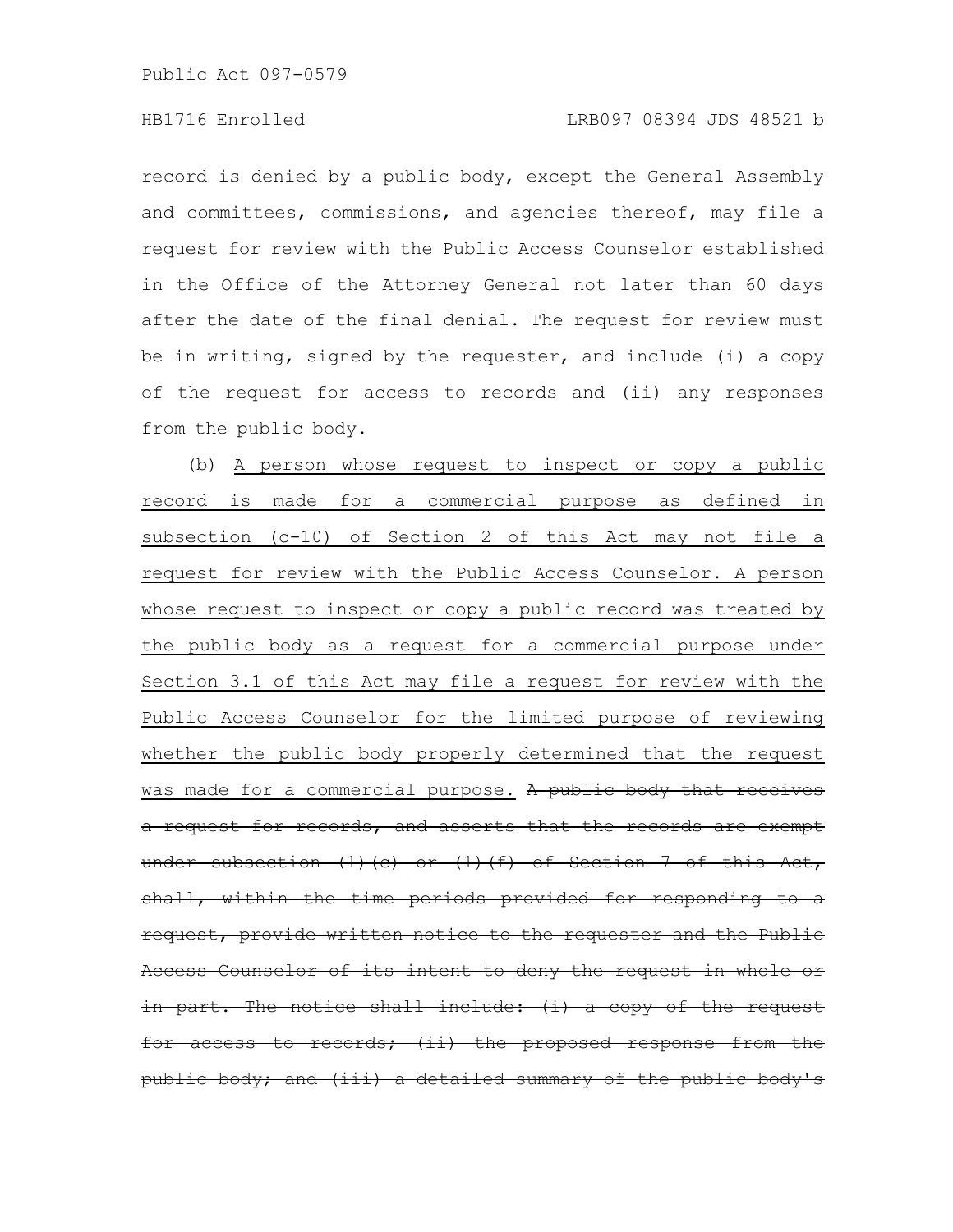record is denied by a public body, except the General Assembly and committees, commissions, and agencies thereof, may file a request for review with the Public Access Counselor established in the Office of the Attorney General not later than 60 days after the date of the final denial. The request for review must be in writing, signed by the requester, and include (i) a copy of the request for access to records and (ii) any responses from the public body.

(b) <u>A person whose request to inspect or copy a public record is made for a commercial purpose as defined in subsection (c-10) of Section 2 of this Act may not file a request for review with the Public Access Counselor. A person whose request to inspect or copy a public record was treated by the public body as a request for a commercial purpose under Section 3.1 of this Act may file a request for review with the Public Access Counselor for the limited purpose of reviewing whether the public body properly determined that the request was made for a commercial purpose.</u> ~~A public body that receives a request for records, and asserts that the records are exempt under subsection (1)(c) or (1)(f) of Section 7 of this Act, shall, within the time periods provided for responding to a request, provide written notice to the requester and the Public Access Counselor of its intent to deny the request in whole or in part. The notice shall include: (i) a copy of the request for access to records; (ii) the proposed response from the public body; and (iii) a detailed summary of the public body's~~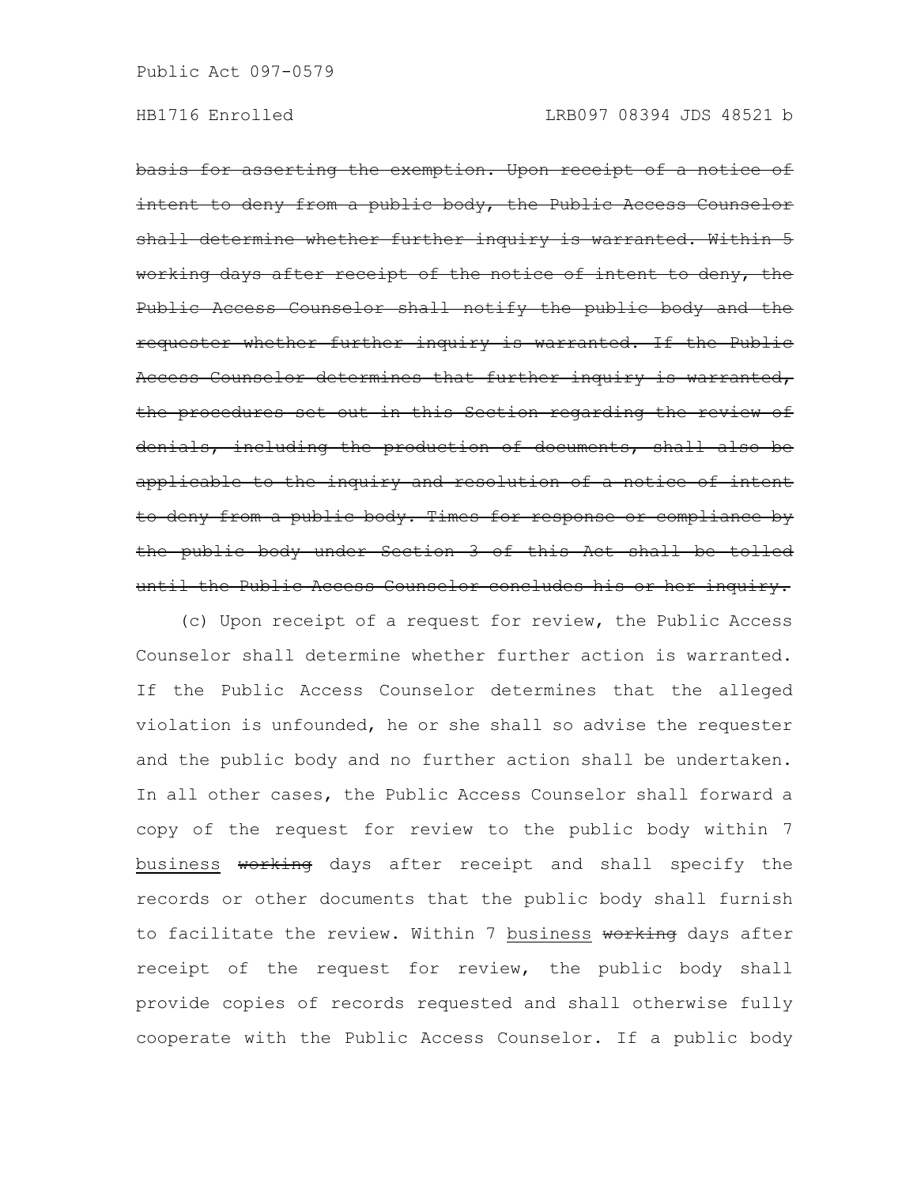~~basis for asserting the exemption. Upon receipt of a notice of intent to deny from a public body, the Public Access Counselor shall determine whether further inquiry is warranted. Within 5 working days after receipt of the notice of intent to deny, the Public Access Counselor shall notify the public body and the requester whether further inquiry is warranted. If the Public Access Counselor determines that further inquiry is warranted, the procedures set out in this Section regarding the review of denials, including the production of documents, shall also be applicable to the inquiry and resolution of a notice of intent to deny from a public body. Times for response or compliance by the public body under Section 3 of this Act shall be tolled until the Public Access Counselor concludes his or her inquiry.~~

(c) Upon receipt of a request for review, the Public Access Counselor shall determine whether further action is warranted. If the Public Access Counselor determines that the alleged violation is unfounded, he or she shall so advise the requester and the public body and no further action shall be undertaken. In all other cases, the Public Access Counselor shall forward a copy of the request for review to the public body within 7 <u>business</u> ~~working~~ days after receipt and shall specify the records or other documents that the public body shall furnish to facilitate the review. Within 7 <u>business</u> ~~working~~ days after receipt of the request for review, the public body shall provide copies of records requested and shall otherwise fully cooperate with the Public Access Counselor. If a public body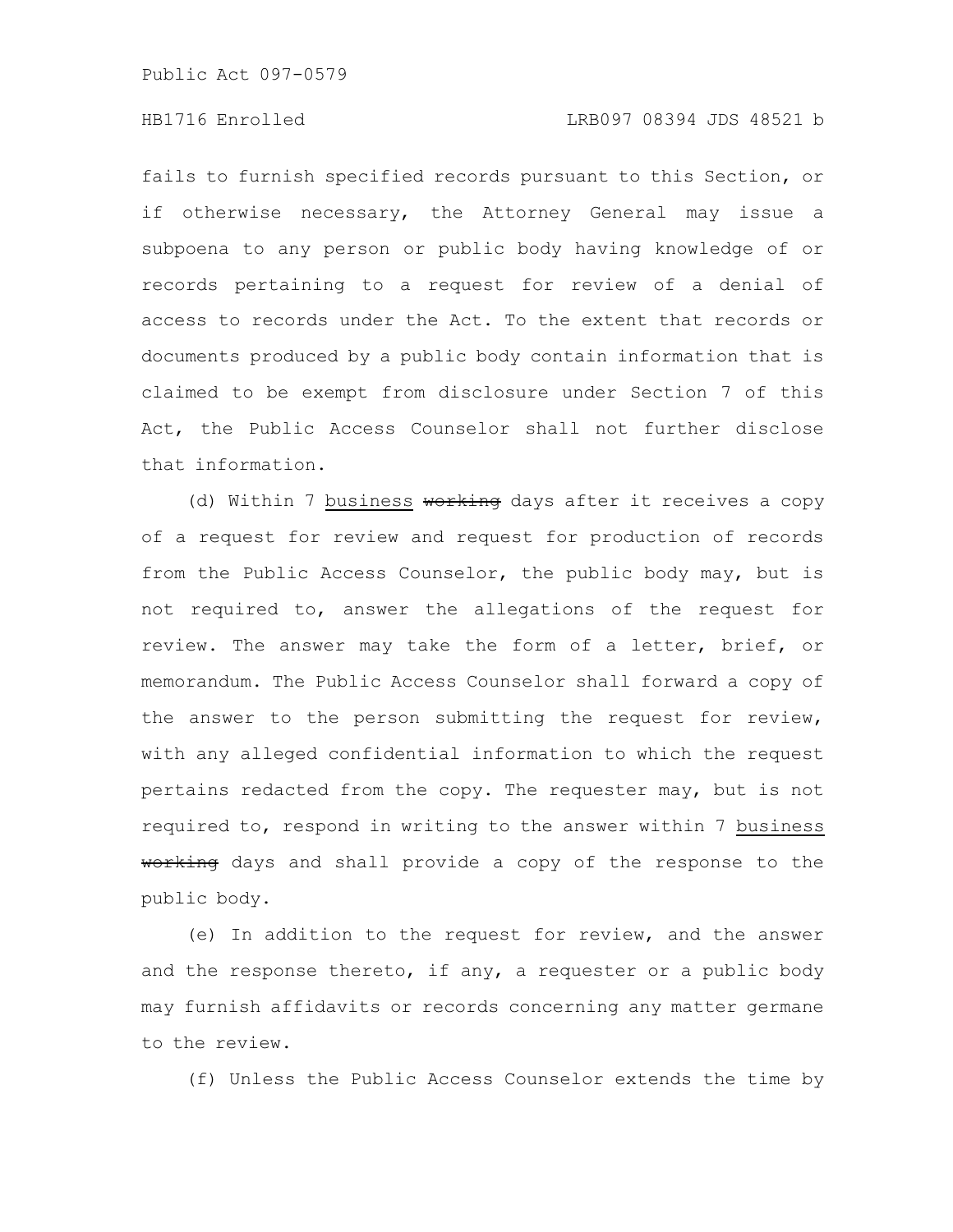fails to furnish specified records pursuant to this Section, or if otherwise necessary, the Attorney General may issue a subpoena to any person or public body having knowledge of or records pertaining to a request for review of a denial of access to records under the Act. To the extent that records or documents produced by a public body contain information that is claimed to be exempt from disclosure under Section 7 of this Act, the Public Access Counselor shall not further disclose that information.

(d) Within 7 business ~~working~~ days after it receives a copy of a request for review and request for production of records from the Public Access Counselor, the public body may, but is not required to, answer the allegations of the request for review. The answer may take the form of a letter, brief, or memorandum. The Public Access Counselor shall forward a copy of the answer to the person submitting the request for review, with any alleged confidential information to which the request pertains redacted from the copy. The requester may, but is not required to, respond in writing to the answer within 7 business ~~working~~ days and shall provide a copy of the response to the public body.

(e) In addition to the request for review, and the answer and the response thereto, if any, a requester or a public body may furnish affidavits or records concerning any matter germane to the review.

(f) Unless the Public Access Counselor extends the time by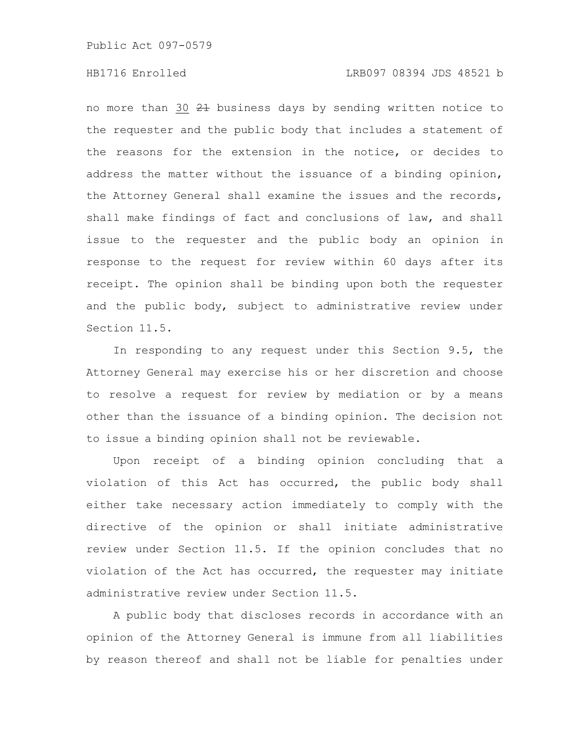no more than 30 ~~21~~ business days by sending written notice to the requester and the public body that includes a statement of the reasons for the extension in the notice, or decides to address the matter without the issuance of a binding opinion, the Attorney General shall examine the issues and the records, shall make findings of fact and conclusions of law, and shall issue to the requester and the public body an opinion in response to the request for review within 60 days after its receipt. The opinion shall be binding upon both the requester and the public body, subject to administrative review under Section 11.5.

In responding to any request under this Section 9.5, the Attorney General may exercise his or her discretion and choose to resolve a request for review by mediation or by a means other than the issuance of a binding opinion. The decision not to issue a binding opinion shall not be reviewable.

Upon receipt of a binding opinion concluding that a violation of this Act has occurred, the public body shall either take necessary action immediately to comply with the directive of the opinion or shall initiate administrative review under Section 11.5. If the opinion concludes that no violation of the Act has occurred, the requester may initiate administrative review under Section 11.5.

A public body that discloses records in accordance with an opinion of the Attorney General is immune from all liabilities by reason thereof and shall not be liable for penalties under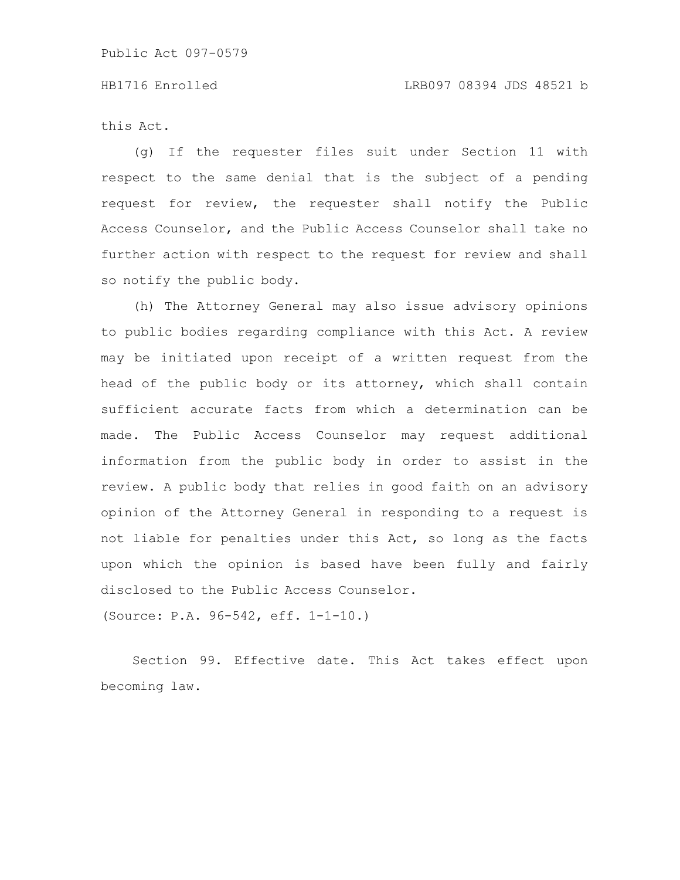this Act.

(g) If the requester files suit under Section 11 with respect to the same denial that is the subject of a pending request for review, the requester shall notify the Public Access Counselor, and the Public Access Counselor shall take no further action with respect to the request for review and shall so notify the public body.

(h) The Attorney General may also issue advisory opinions to public bodies regarding compliance with this Act. A review may be initiated upon receipt of a written request from the head of the public body or its attorney, which shall contain sufficient accurate facts from which a determination can be made. The Public Access Counselor may request additional information from the public body in order to assist in the review. A public body that relies in good faith on an advisory opinion of the Attorney General in responding to a request is not liable for penalties under this Act, so long as the facts upon which the opinion is based have been fully and fairly disclosed to the Public Access Counselor.

(Source: P.A. 96-542, eff. 1-1-10.)

Section 99. Effective date. This Act takes effect upon becoming law.